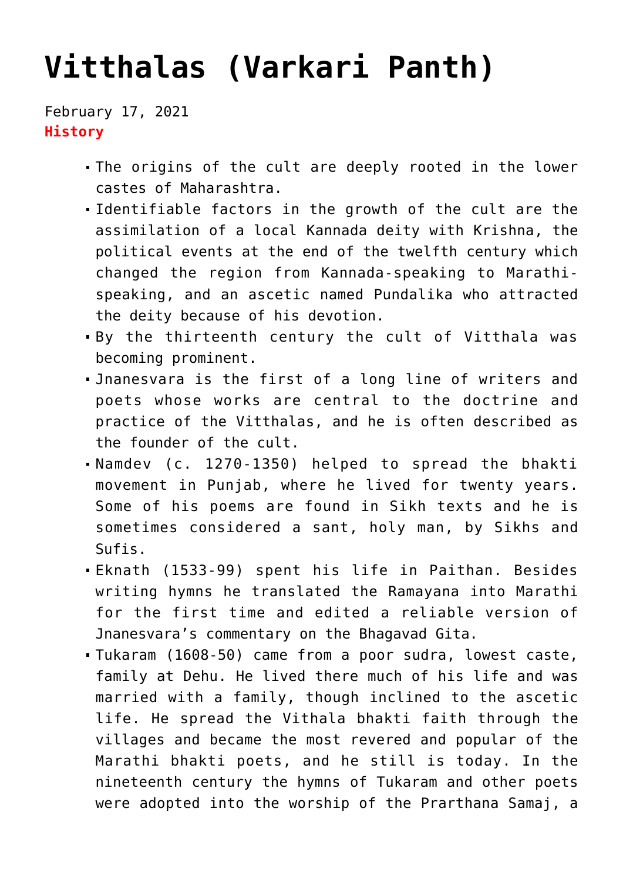# Vitthalas (Varkari Panth)

February 17, 2021
**History**

- The origins of the cult are deeply rooted in the lower castes of Maharashtra.
- Identifiable factors in the growth of the cult are the assimilation of a local Kannada deity with Krishna, the political events at the end of the twelfth century which changed the region from Kannada-speaking to Marathi-speaking, and an ascetic named Pundalika who attracted the deity because of his devotion.
- By the thirteenth century the cult of Vitthala was becoming prominent.
- Jnanesvara is the first of a long line of writers and poets whose works are central to the doctrine and practice of the Vitthalas, and he is often described as the founder of the cult.
- Namdev (c. 1270-1350) helped to spread the bhakti movement in Punjab, where he lived for twenty years. Some of his poems are found in Sikh texts and he is sometimes considered a sant, holy man, by Sikhs and Sufis.
- Eknath (1533-99) spent his life in Paithan. Besides writing hymns he translated the Ramayana into Marathi for the first time and edited a reliable version of Jnanesvara's commentary on the Bhagavad Gita.
- Tukaram (1608-50) came from a poor sudra, lowest caste, family at Dehu. He lived there much of his life and was married with a family, though inclined to the ascetic life. He spread the Vithala bhakti faith through the villages and became the most revered and popular of the Marathi bhakti poets, and he still is today. In the nineteenth century the hymns of Tukaram and other poets were adopted into the worship of the Prarthana Samaj, a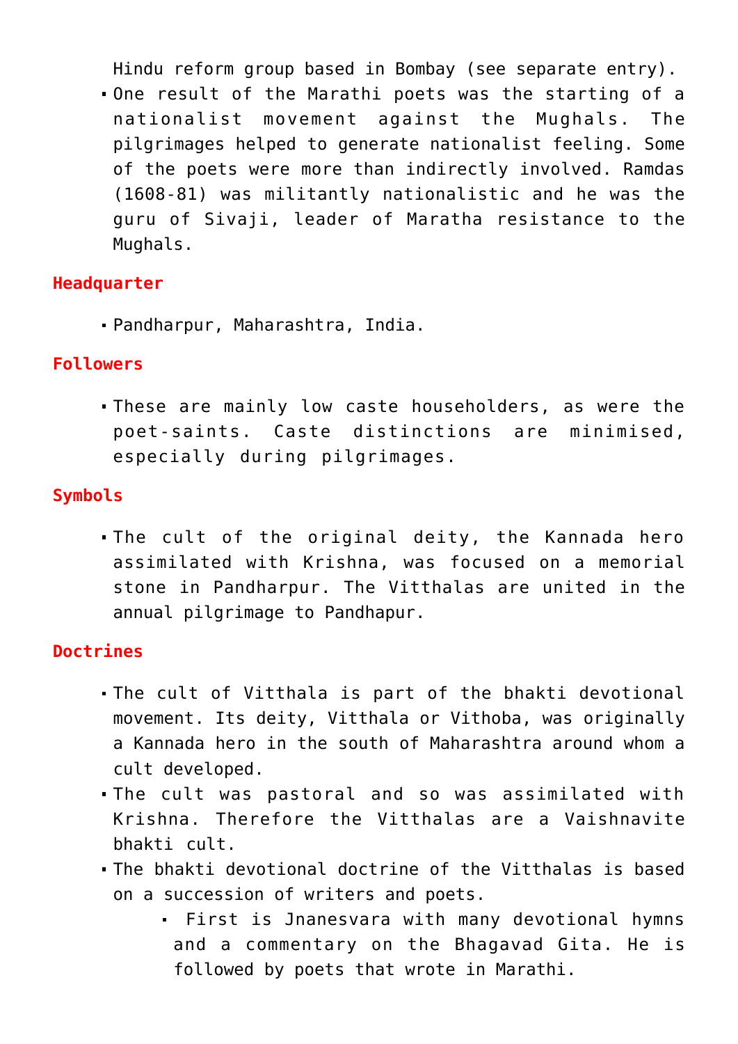Hindu reform group based in Bombay (see separate entry).

- One result of the Marathi poets was the starting of a nationalist movement against the Mughals. The pilgrimages helped to generate nationalist feeling. Some of the poets were more than indirectly involved. Ramdas (1608-81) was militantly nationalistic and he was the guru of Sivaji, leader of Maratha resistance to the Mughals.

### Headquarter

- Pandharpur, Maharashtra, India.

### Followers

- These are mainly low caste householders, as were the poet-saints. Caste distinctions are minimised, especially during pilgrimages.

### Symbols

- The cult of the original deity, the Kannada hero assimilated with Krishna, was focused on a memorial stone in Pandharpur. The Vitthalas are united in the annual pilgrimage to Pandhapur.

### Doctrines

- The cult of Vitthala is part of the bhakti devotional movement. Its deity, Vitthala or Vithoba, was originally a Kannada hero in the south of Maharashtra around whom a cult developed.
- The cult was pastoral and so was assimilated with Krishna. Therefore the Vitthalas are a Vaishnavite bhakti cult.
- The bhakti devotional doctrine of the Vitthalas is based on a succession of writers and poets.
  - First is Jnanesvara with many devotional hymns and a commentary on the Bhagavad Gita. He is followed by poets that wrote in Marathi.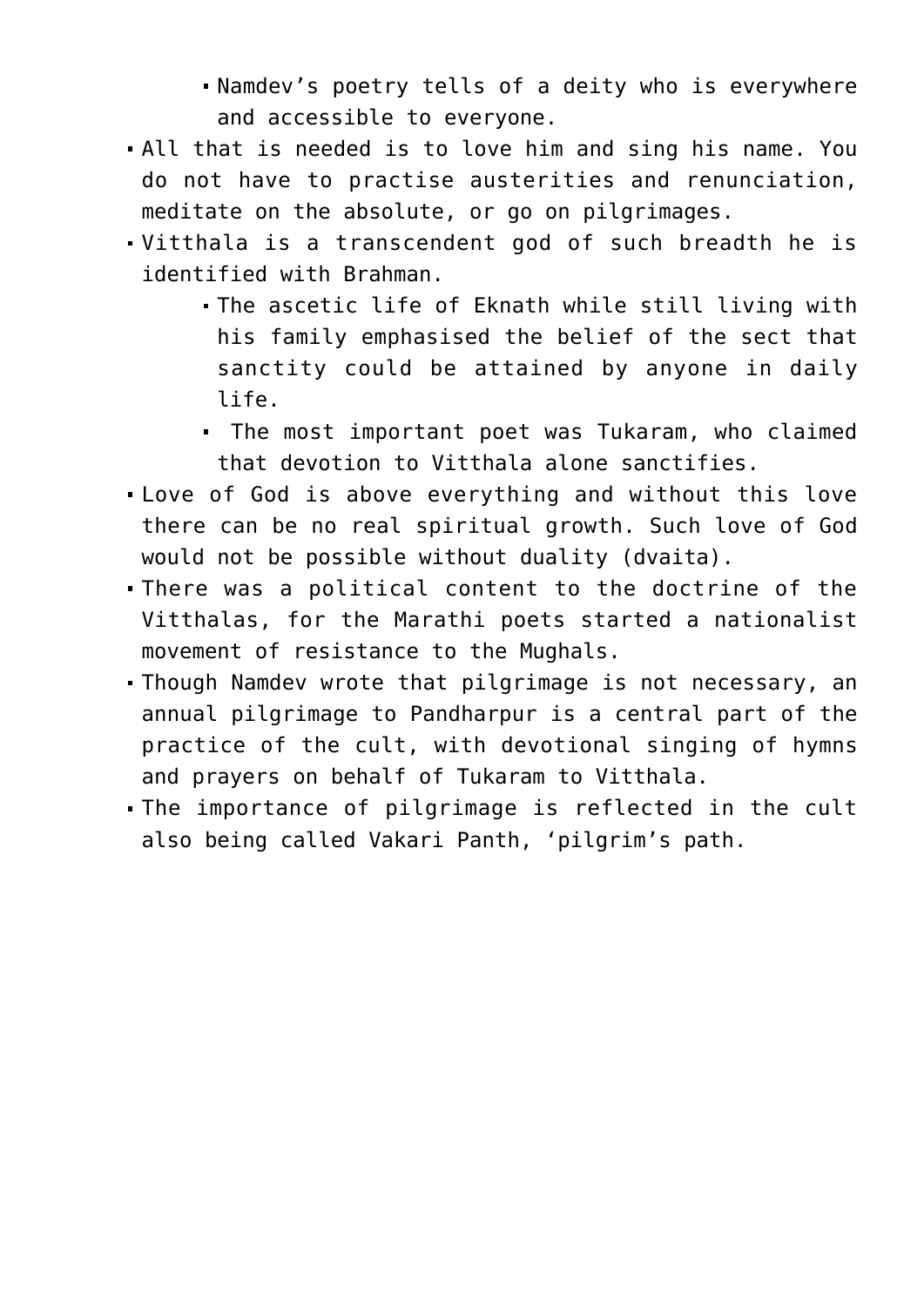- Namdev's poetry tells of a deity who is everywhere and accessible to everyone.
- All that is needed is to love him and sing his name. You do not have to practise austerities and renunciation, meditate on the absolute, or go on pilgrimages.
- Vitthala is a transcendent god of such breadth he is identified with Brahman.
  - The ascetic life of Eknath while still living with his family emphasised the belief of the sect that sanctity could be attained by anyone in daily life.
  - The most important poet was Tukaram, who claimed that devotion to Vitthala alone sanctifies.
- Love of God is above everything and without this love there can be no real spiritual growth. Such love of God would not be possible without duality (dvaita).
- There was a political content to the doctrine of the Vitthalas, for the Marathi poets started a nationalist movement of resistance to the Mughals.
- Though Namdev wrote that pilgrimage is not necessary, an annual pilgrimage to Pandharpur is a central part of the practice of the cult, with devotional singing of hymns and prayers on behalf of Tukaram to Vitthala.
- The importance of pilgrimage is reflected in the cult also being called Vakari Panth, 'pilgrim's path.